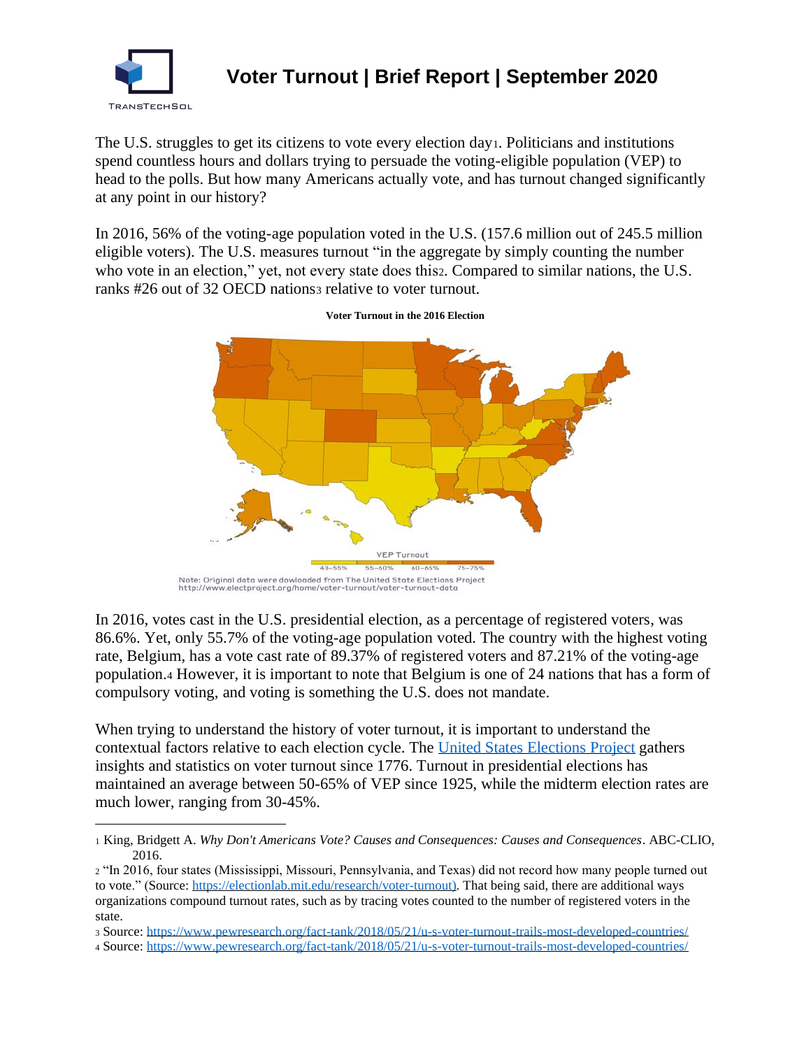# Voter Turnout | Brief Report | September 2020

The U.S. struggles to get its citizens to vote every election day[1]. Politicians and institutions spend countless hours and dollars trying to persuade the voting-eligible population (VEP) to head to the polls. But how many Americans actually vote, and has turnout changed significantly at any point in our history?

In 2016, 56% of the voting-age population voted in the U.S. (157.6 million out of 245.5 million eligible voters). The U.S. measures turnout "in the aggregate by simply counting the number who vote in an election," yet, not every state does this[2]. Compared to similar nations, the U.S. ranks #26 out of 32 OECD nations[3] relative to voter turnout.

**Voter Turnout in the 2016 Election**

VEP Turnout: 43–55% | 55–60% | 60–65% | 75–75%

Note: Original data were dowloaded from The United State Elections Project http://www.electproject.org/home/voter-turnout/voter-turnout-data

In 2016, votes cast in the U.S. presidential election, as a percentage of registered voters, was 86.6%. Yet, only 55.7% of the voting-age population voted. The country with the highest voting rate, Belgium, has a vote cast rate of 89.37% of registered voters and 87.21% of the voting-age population.[4] However, it is important to note that Belgium is one of 24 nations that has a form of compulsory voting, and voting is something the U.S. does not mandate.

When trying to understand the history of voter turnout, it is important to understand the contextual factors relative to each election cycle. The [United States Elections Project](http://www.electproject.org) gathers insights and statistics on voter turnout since 1776. Turnout in presidential elections has maintained an average between 50-65% of VEP since 1925, while the midterm election rates are much lower, ranging from 30-45%.

---

[1] King, Bridgett A. *Why Don't Americans Vote? Causes and Consequences: Causes and Consequences*. ABC-CLIO, 2016.

[2] "In 2016, four states (Mississippi, Missouri, Pennsylvania, and Texas) did not record how many people turned out to vote." (Source: https://electionlab.mit.edu/research/voter-turnout). That being said, there are additional ways organizations compound turnout rates, such as by tracing votes counted to the number of registered voters in the state.

[3] Source: https://www.pewresearch.org/fact-tank/2018/05/21/u-s-voter-turnout-trails-most-developed-countries/

[4] Source: https://www.pewresearch.org/fact-tank/2018/05/21/u-s-voter-turnout-trails-most-developed-countries/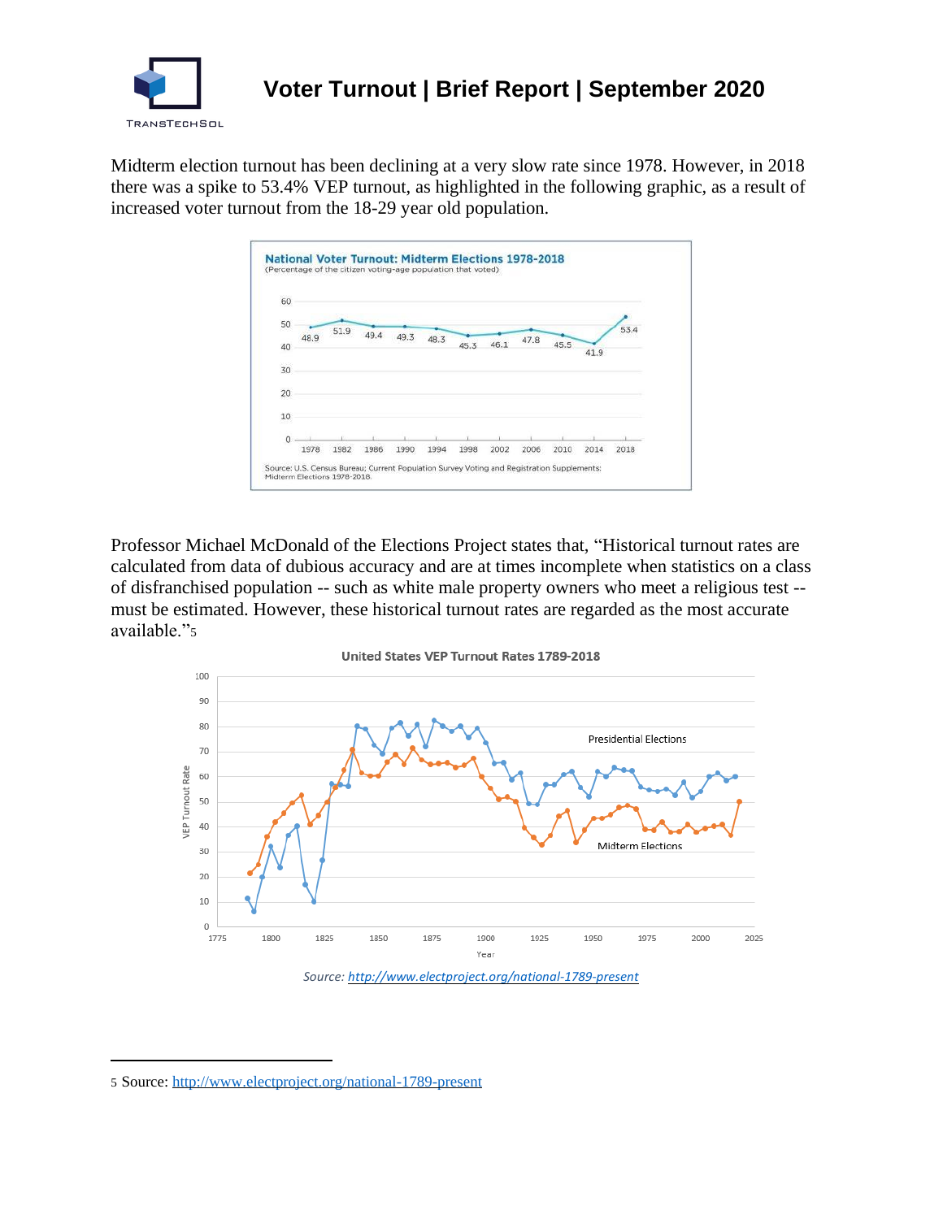# Voter Turnout | Brief Report | September 2020

Midterm election turnout has been declining at a very slow rate since 1978. However, in 2018 there was a spike to 53.4% VEP turnout, as highlighted in the following graphic, as a result of increased voter turnout from the 18-29 year old population.

Professor Michael McDonald of the Elections Project states that, "Historical turnout rates are calculated from data of dubious accuracy and are at times incomplete when statistics on a class of disfranchised population -- such as white male property owners who meet a religious test -- must be estimated. However, these historical turnout rates are regarded as the most accurate available."[5]

*Source: http://www.electproject.org/national-1789-present*

---

[5] Source: http://www.electproject.org/national-1789-present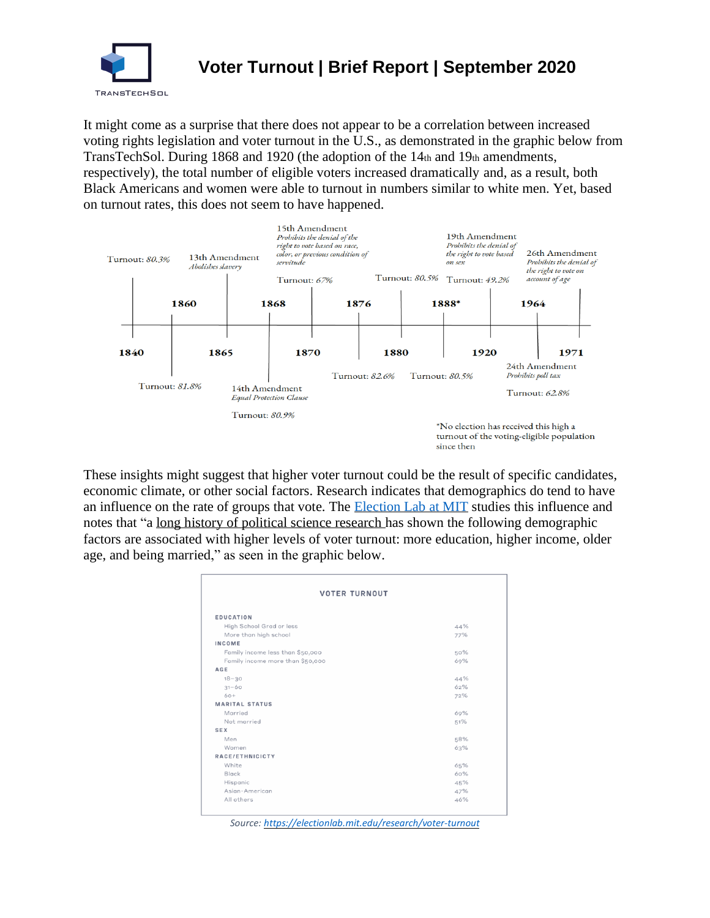It might come as a surprise that there does not appear to be a correlation between increased voting rights legislation and voter turnout in the U.S., as demonstrated in the graphic below from TransTechSol. During 1868 and 1920 (the adoption of the 14th and 19th amendments, respectively), the total number of eligible voters increased dramatically and, as a result, both Black Americans and women were able to turnout in numbers similar to white men. Yet, based on turnout rates, this does not seem to have happened.

- **1840** — Turnout: *80.3%*
- **1860** — Turnout: *81.8%*
- **1865** — 13th Amendment, *Abolishes slavery*
- **1868** — 14th Amendment, *Equal Protection Clause* — Turnout: *80.9%*
- **1870** — 15th Amendment, *Prohibits the denial of the right to vote based on race, color, or previous condition of servitude* — Turnout: *67%*
- **1876** — Turnout: *82.6%*
- **1880** — Turnout: *80.5%*
- **1888*** — Turnout: *80.5%*
- **1920** — 19th Amendment, *Prohibits the denial of the right to vote based on sex* — Turnout: *49.2%*
- **1964** — 24th Amendment, *Prohibits poll tax* — Turnout: *62.8%*
- **1971** — 26th Amendment, *Prohibits the denial of the right to vote on account of age*

*No election has received this high a turnout of the voting-eligible population since then

These insights might suggest that higher voter turnout could be the result of specific candidates, economic climate, or other social factors. Research indicates that demographics do tend to have an influence on the rate of groups that vote. The [Election Lab at MIT](https://electionlab.mit.edu/research/voter-turnout) studies this influence and notes that "a long history of political science research has shown the following demographic factors are associated with higher levels of voter turnout: more education, higher income, older age, and being married," as seen in the graphic below.

**VOTER TURNOUT**

| | |
|---|---|
| **EDUCATION** | |
| High School Grad or less | 44% |
| More than high school | 77% |
| **INCOME** | |
| Family income less than $50,000 | 50% |
| Family income more than $50,000 | 69% |
| **AGE** | |
| 18–30 | 44% |
| 31–60 | 62% |
| 60+ | 72% |
| **MARITAL STATUS** | |
| Married | 69% |
| Not married | 51% |
| **SEX** | |
| Men | 58% |
| Women | 63% |
| **RACE/ETHNICICTY** | |
| White | 65% |
| Black | 60% |
| Hispanic | 45% |
| Asian-American | 47% |
| All others | 46% |

*Source: https://electionlab.mit.edu/research/voter-turnout*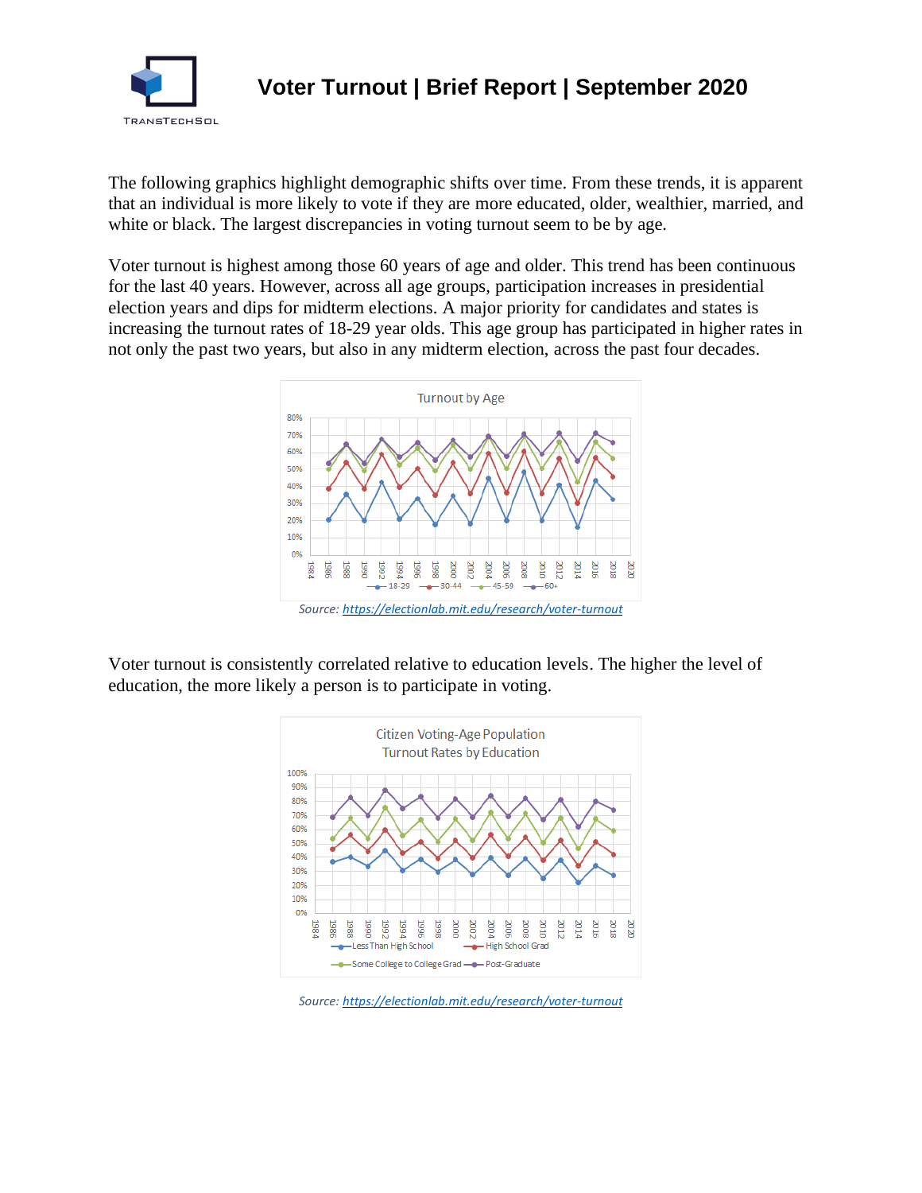# Voter Turnout | Brief Report | September 2020

The following graphics highlight demographic shifts over time. From these trends, it is apparent that an individual is more likely to vote if they are more educated, older, wealthier, married, and white or black. The largest discrepancies in voting turnout seem to be by age.

Voter turnout is highest among those 60 years of age and older. This trend has been continuous for the last 40 years. However, across all age groups, participation increases in presidential election years and dips for midterm elections. A major priority for candidates and states is increasing the turnout rates of 18-29 year olds. This age group has participated in higher rates in not only the past two years, but also in any midterm election, across the past four decades.

*Source: https://electionlab.mit.edu/research/voter-turnout*

Voter turnout is consistently correlated relative to education levels. The higher the level of education, the more likely a person is to participate in voting.

*Source: https://electionlab.mit.edu/research/voter-turnout*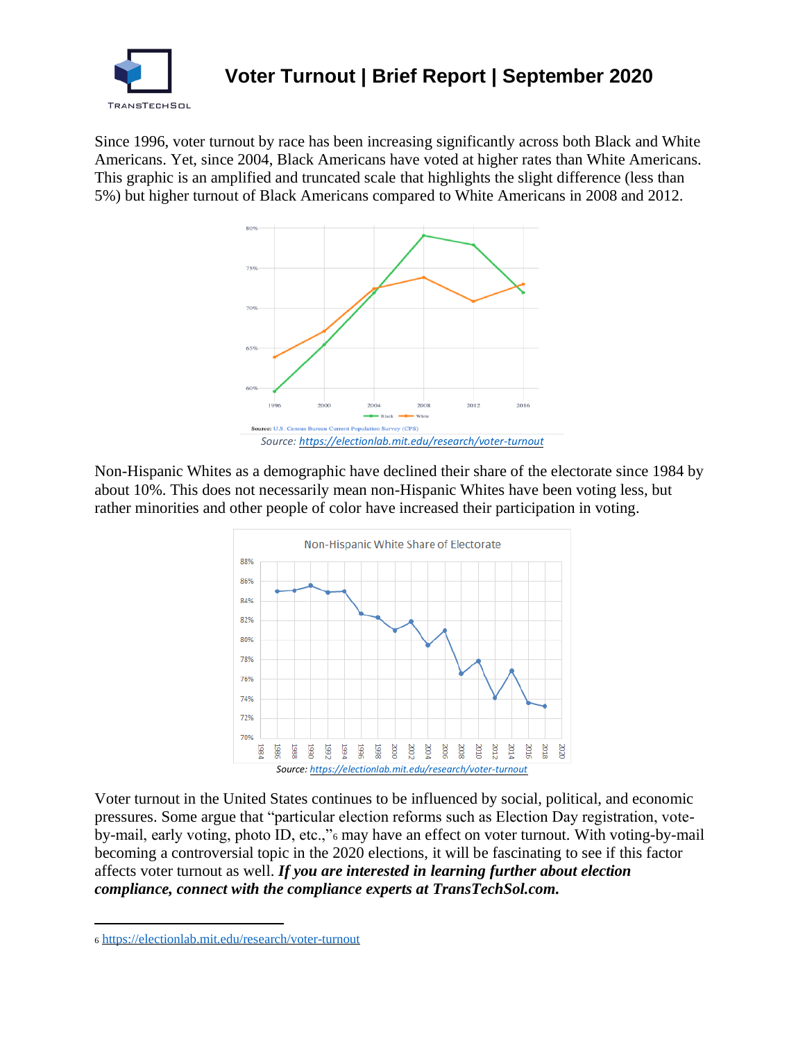# Voter Turnout | Brief Report | September 2020

Since 1996, voter turnout by race has been increasing significantly across both Black and White Americans. Yet, since 2004, Black Americans have voted at higher rates than White Americans. This graphic is an amplified and truncated scale that highlights the slight difference (less than 5%) but higher turnout of Black Americans compared to White Americans in 2008 and 2012.

80%
75%
70%
65%
60%
1996 2000 2004 2008 2012 2016
Black White

**Source:** U.S. Census Bureau Current Population Survey (CPS)

*Source: https://electionlab.mit.edu/research/voter-turnout*

Non-Hispanic Whites as a demographic have declined their share of the electorate since 1984 by about 10%. This does not necessarily mean non-Hispanic Whites have been voting less, but rather minorities and other people of color have increased their participation in voting.

Non-Hispanic White Share of Electorate

88%
86%
84%
82%
80%
78%
76%
74%
72%
70%
1984 1986 1988 1990 1992 1994 1996 1998 2000 2002 2004 2006 2008 2010 2012 2014 2016 2018 2020

*Source: https://electionlab.mit.edu/research/voter-turnout*

Voter turnout in the United States continues to be influenced by social, political, and economic pressures. Some argue that "particular election reforms such as Election Day registration, vote-by-mail, early voting, photo ID, etc.,"[6] may have an effect on voter turnout. With voting-by-mail becoming a controversial topic in the 2020 elections, it will be fascinating to see if this factor affects voter turnout as well. ***If you are interested in learning further about election compliance, connect with the compliance experts at TransTechSol.com.***

---

[6] https://electionlab.mit.edu/research/voter-turnout